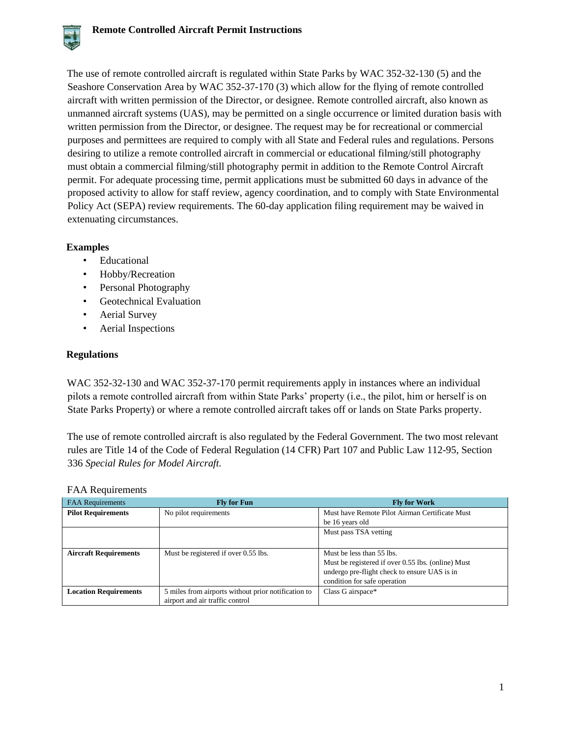# Remote Controlled Aircraft Permit Instructions

The use of remote controlled aircraft is regulated within State Parks by WAC 352-32-130 (5) and the Seashore Conservation Area by WAC 352-37-170 (3) which allow for the flying of remote controlled aircraft with written permission of the Director, or designee. Remote controlled aircraft, also known as unmanned aircraft systems (UAS), may be permitted on a single occurrence or limited duration basis with written permission from the Director, or designee. The request may be for recreational or commercial purposes and permittees are required to comply with all State and Federal rules and regulations. Persons desiring to utilize a remote controlled aircraft in commercial or educational filming/still photography must obtain a commercial filming/still photography permit in addition to the Remote Control Aircraft permit. For adequate processing time, permit applications must be submitted 60 days in advance of the proposed activity to allow for staff review, agency coordination, and to comply with State Environmental Policy Act (SEPA) review requirements. The 60-day application filing requirement may be waived in extenuating circumstances.

## Examples

- Educational
- Hobby/Recreation
- Personal Photography
- Geotechnical Evaluation
- Aerial Survey
- Aerial Inspections

## Regulations

WAC 352-32-130 and WAC 352-37-170 permit requirements apply in instances where an individual pilots a remote controlled aircraft from within State Parks' property (i.e., the pilot, him or herself is on State Parks Property) or where a remote controlled aircraft takes off or lands on State Parks property.

The use of remote controlled aircraft is also regulated by the Federal Government. The two most relevant rules are Title 14 of the Code of Federal Regulation (14 CFR) Part 107 and Public Law 112-95, Section 336 *Special Rules for Model Aircraft.*

FAA Requirements

| FAA Requirements | Fly for Fun | Fly for Work |
|---|---|---|
| **Pilot Requirements** | No pilot requirements | Must have Remote Pilot Airman Certificate Must be 16 years old |
| | | Must pass TSA vetting |
| **Aircraft Requirements** | Must be registered if over 0.55 lbs. | Must be less than 55 lbs. Must be registered if over 0.55 lbs. (online) Must undergo pre-flight check to ensure UAS is in condition for safe operation |
| **Location Requirements** | 5 miles from airports without prior notification to airport and air traffic control | Class G airspace* |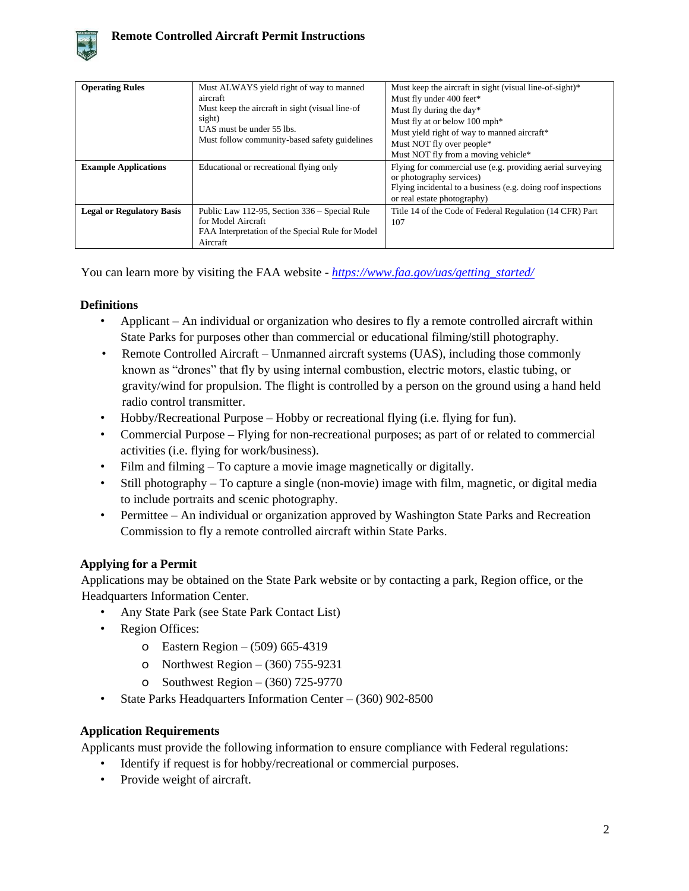| Operating Rules | Must ALWAYS yield right of way to manned aircraft<br>Must keep the aircraft in sight (visual line-of sight)<br>UAS must be under 55 lbs.<br>Must follow community-based safety guidelines | Must keep the aircraft in sight (visual line-of-sight)*<br>Must fly under 400 feet*<br>Must fly during the day*<br>Must fly at or below 100 mph*<br>Must yield right of way to manned aircraft*<br>Must NOT fly over people*<br>Must NOT fly from a moving vehicle* |
|---|---|---|
| **Example Applications** | Educational or recreational flying only | Flying for commercial use (e.g. providing aerial surveying or photography services)<br>Flying incidental to a business (e.g. doing roof inspections or real estate photography) |
| **Legal or Regulatory Basis** | Public Law 112-95, Section 336 – Special Rule for Model Aircraft<br>FAA Interpretation of the Special Rule for Model Aircraft | Title 14 of the Code of Federal Regulation (14 CFR) Part 107 |

You can learn more by visiting the FAA website - *https://www.faa.gov/uas/getting_started/*

### Definitions

- Applicant – An individual or organization who desires to fly a remote controlled aircraft within State Parks for purposes other than commercial or educational filming/still photography.
- Remote Controlled Aircraft – Unmanned aircraft systems (UAS), including those commonly known as "drones" that fly by using internal combustion, electric motors, elastic tubing, or gravity/wind for propulsion. The flight is controlled by a person on the ground using a hand held radio control transmitter.
- Hobby/Recreational Purpose – Hobby or recreational flying (i.e. flying for fun).
- Commercial Purpose – Flying for non-recreational purposes; as part of or related to commercial activities (i.e. flying for work/business).
- Film and filming – To capture a movie image magnetically or digitally.
- Still photography – To capture a single (non-movie) image with film, magnetic, or digital media to include portraits and scenic photography.
- Permittee – An individual or organization approved by Washington State Parks and Recreation Commission to fly a remote controlled aircraft within State Parks.

### Applying for a Permit

Applications may be obtained on the State Park website or by contacting a park, Region office, or the Headquarters Information Center.

- Any State Park (see State Park Contact List)
- Region Offices:
  - Eastern Region – (509) 665-4319
  - Northwest Region – (360) 755-9231
  - Southwest Region – (360) 725-9770
- State Parks Headquarters Information Center – (360) 902-8500

### Application Requirements

Applicants must provide the following information to ensure compliance with Federal regulations:

- Identify if request is for hobby/recreational or commercial purposes.
- Provide weight of aircraft.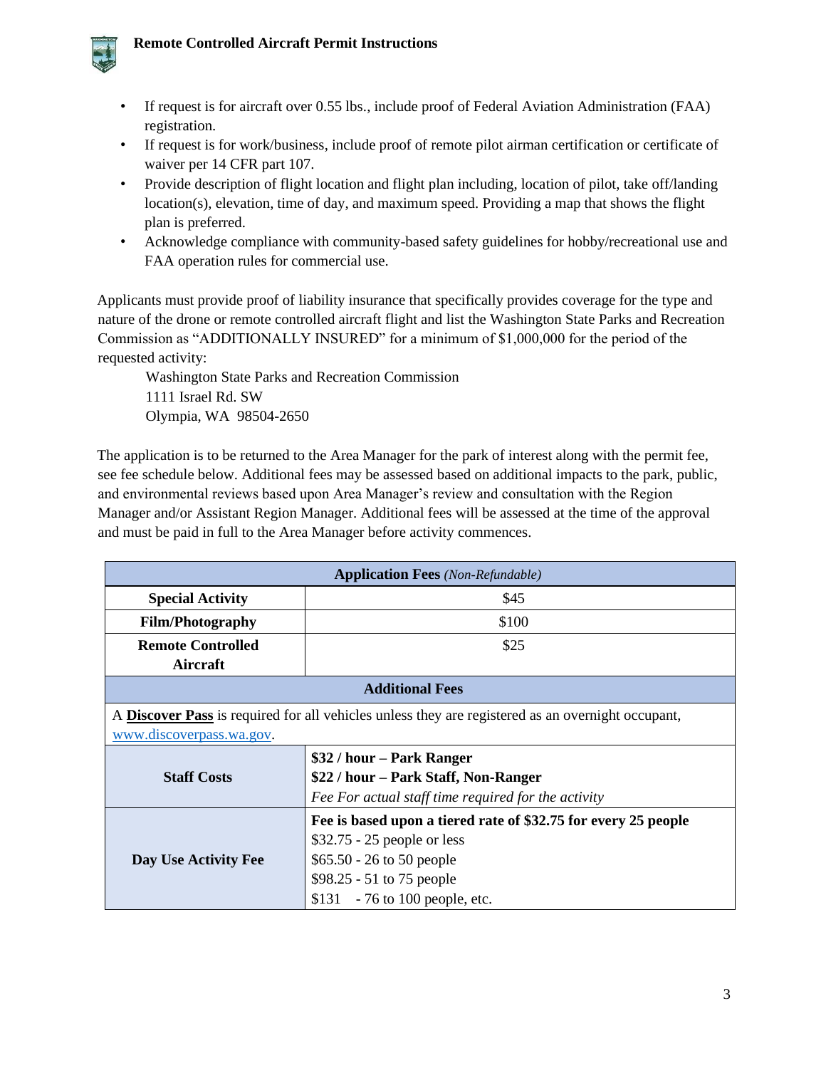- If request is for aircraft over 0.55 lbs., include proof of Federal Aviation Administration (FAA) registration.
- If request is for work/business, include proof of remote pilot airman certification or certificate of waiver per 14 CFR part 107.
- Provide description of flight location and flight plan including, location of pilot, take off/landing location(s), elevation, time of day, and maximum speed. Providing a map that shows the flight plan is preferred.
- Acknowledge compliance with community-based safety guidelines for hobby/recreational use and FAA operation rules for commercial use.

Applicants must provide proof of liability insurance that specifically provides coverage for the type and nature of the drone or remote controlled aircraft flight and list the Washington State Parks and Recreation Commission as "ADDITIONALLY INSURED" for a minimum of $1,000,000 for the period of the requested activity:

Washington State Parks and Recreation Commission
1111 Israel Rd. SW
Olympia, WA 98504-2650

The application is to be returned to the Area Manager for the park of interest along with the permit fee, see fee schedule below. Additional fees may be assessed based on additional impacts to the park, public, and environmental reviews based upon Area Manager's review and consultation with the Region Manager and/or Assistant Region Manager. Additional fees will be assessed at the time of the approval and must be paid in full to the Area Manager before activity commences.

| **Application Fees** *(Non-Refundable)* | |
|---|---|
| **Special Activity** | $45 |
| **Film/Photography** | $100 |
| **Remote Controlled Aircraft** | $25 |
| **Additional Fees** | |
| A **Discover Pass** is required for all vehicles unless they are registered as an overnight occupant, www.discoverpass.wa.gov. | |
| **Staff Costs** | **$32 / hour – Park Ranger**<br>**$22 / hour – Park Staff, Non-Ranger**<br>*Fee For actual staff time required for the activity* |
| **Day Use Activity Fee** | **Fee is based upon a tiered rate of $32.75 for every 25 people**<br>$32.75 - 25 people or less<br>$65.50 - 26 to 50 people<br>$98.25 - 51 to 75 people<br>$131 - 76 to 100 people, etc. |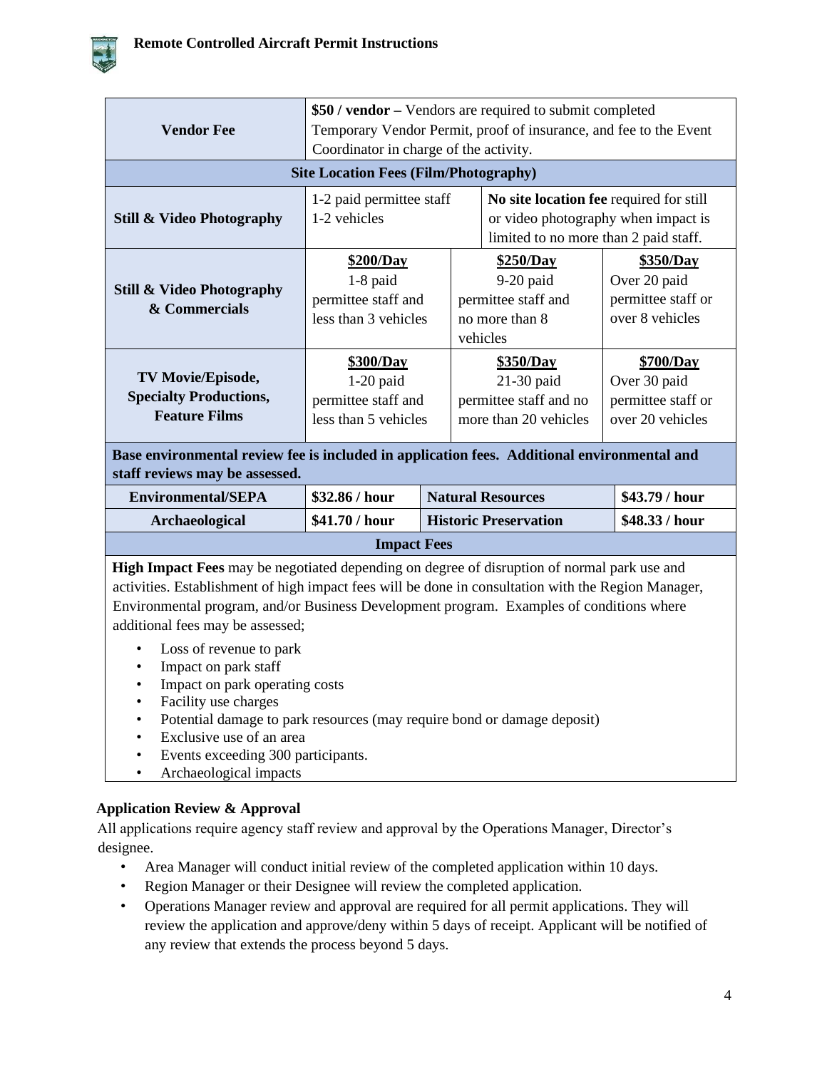| | | | |
|---|---|---|---|
| **Vendor Fee** | **$50 / vendor –** Vendors are required to submit completed Temporary Vendor Permit, proof of insurance, and fee to the Event Coordinator in charge of the activity. | | |
| **Site Location Fees (Film/Photography)** | | | |
| **Still & Video Photography** | 1-2 paid permittee staff<br>1-2 vehicles | **No site location fee** required for still or video photography when impact is limited to no more than 2 paid staff. | |
| **Still & Video Photography & Commercials** | **$200/Day**<br>1-8 paid permittee staff and less than 3 vehicles | **$250/Day**<br>9-20 paid permittee staff and no more than 8 vehicles | **$350/Day**<br>Over 20 paid permittee staff or over 8 vehicles |
| **TV Movie/Episode, Specialty Productions, Feature Films** | **$300/Day**<br>1-20 paid permittee staff and less than 5 vehicles | **$350/Day**<br>21-30 paid permittee staff and no more than 20 vehicles | **$700/Day**<br>Over 30 paid permittee staff or over 20 vehicles |

**Base environmental review fee is included in application fees. Additional environmental and staff reviews may be assessed.**

| | | | |
|---|---|---|---|
| **Environmental/SEPA** | **$32.86 / hour** | **Natural Resources** | **$43.79 / hour** |
| **Archaeological** | **$41.70 / hour** | **Historic Preservation** | **$48.33 / hour** |

**Impact Fees**

**High Impact Fees** may be negotiated depending on degree of disruption of normal park use and activities. Establishment of high impact fees will be done in consultation with the Region Manager, Environmental program, and/or Business Development program. Examples of conditions where additional fees may be assessed;

- Loss of revenue to park
- Impact on park staff
- Impact on park operating costs
- Facility use charges
- Potential damage to park resources (may require bond or damage deposit)
- Exclusive use of an area
- Events exceeding 300 participants.
- Archaeological impacts

**Application Review & Approval**

All applications require agency staff review and approval by the Operations Manager, Director's designee.

- Area Manager will conduct initial review of the completed application within 10 days.
- Region Manager or their Designee will review the completed application.
- Operations Manager review and approval are required for all permit applications. They will review the application and approve/deny within 5 days of receipt. Applicant will be notified of any review that extends the process beyond 5 days.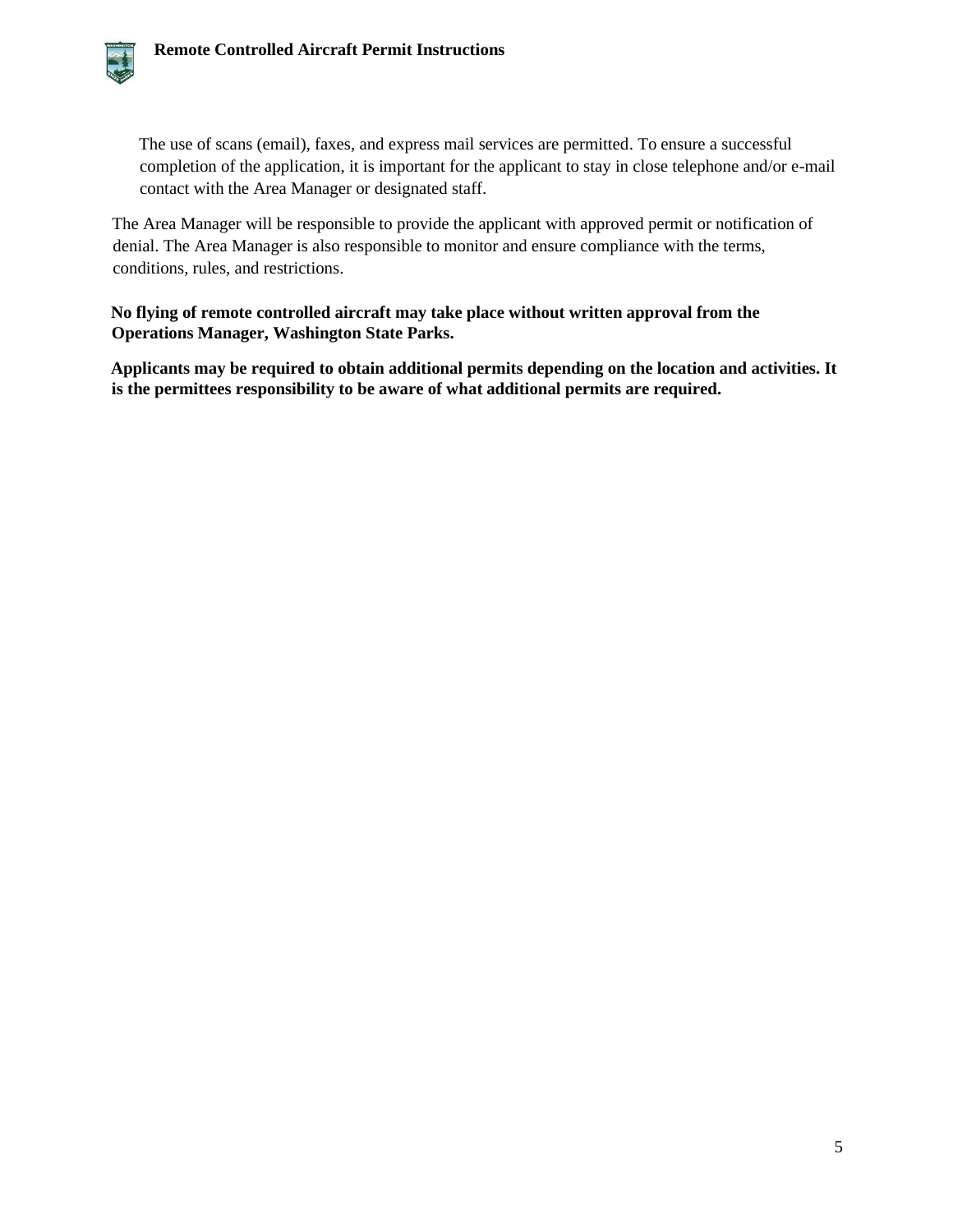The use of scans (email), faxes, and express mail services are permitted. To ensure a successful completion of the application, it is important for the applicant to stay in close telephone and/or e-mail contact with the Area Manager or designated staff.

The Area Manager will be responsible to provide the applicant with approved permit or notification of denial. The Area Manager is also responsible to monitor and ensure compliance with the terms, conditions, rules, and restrictions.

**No flying of remote controlled aircraft may take place without written approval from the Operations Manager, Washington State Parks.**

**Applicants may be required to obtain additional permits depending on the location and activities. It is the permittees responsibility to be aware of what additional permits are required.**